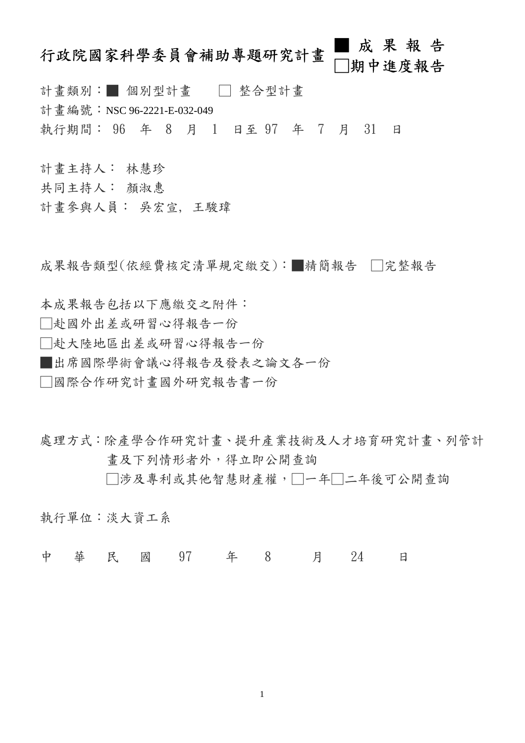# 行政院國家科學委員會補助專題研究計畫 ■ 成 果 報 告 □期中進度報告

計畫類別：■ 個別型計畫　　□ 整合型計畫

計畫編號：NSC 96-2221-E-032-049

執行期間： 96　年　8　月　1　日至 97　年　7　月　31　日

計畫主持人： 林慧珍

共同主持人： 顏淑惠

計畫參與人員： 吳宏宣, 王駿瑋

成果報告類型(依經費核定清單規定繳交)：■精簡報告　□完整報告

本成果報告包括以下應繳交之附件：

□赴國外出差或研習心得報告一份

□赴大陸地區出差或研習心得報告一份

■出席國際學術會議心得報告及發表之論文各一份

□國際合作研究計畫國外研究報告書一份

處理方式：除產學合作研究計畫、提升產業技術及人才培育研究計畫、列管計畫及下列情形者外，得立即公開查詢

□涉及專利或其他智慧財產權，□一年□二年後可公開查詢

執行單位：淡大資工系

中　華　民　國　97　年　8　月　24　日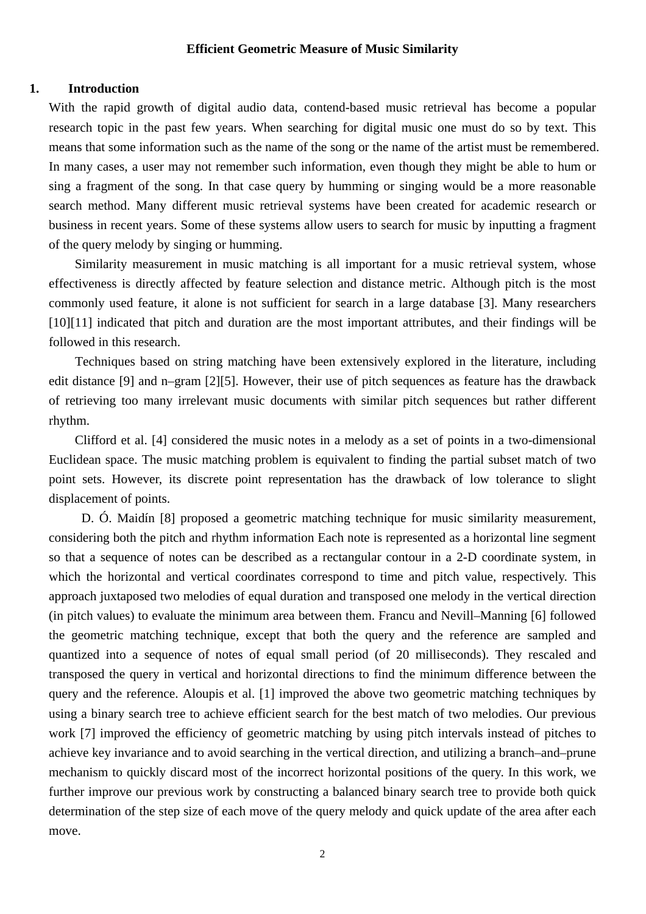**Efficient Geometric Measure of Music Similarity**

## 1. Introduction

With the rapid growth of digital audio data, contend-based music retrieval has become a popular research topic in the past few years. When searching for digital music one must do so by text. This means that some information such as the name of the song or the name of the artist must be remembered. In many cases, a user may not remember such information, even though they might be able to hum or sing a fragment of the song. In that case query by humming or singing would be a more reasonable search method. Many different music retrieval systems have been created for academic research or business in recent years. Some of these systems allow users to search for music by inputting a fragment of the query melody by singing or humming.

Similarity measurement in music matching is all important for a music retrieval system, whose effectiveness is directly affected by feature selection and distance metric. Although pitch is the most commonly used feature, it alone is not sufficient for search in a large database [3]. Many researchers [10][11] indicated that pitch and duration are the most important attributes, and their findings will be followed in this research.

Techniques based on string matching have been extensively explored in the literature, including edit distance [9] and n–gram [2][5]. However, their use of pitch sequences as feature has the drawback of retrieving too many irrelevant music documents with similar pitch sequences but rather different rhythm.

Clifford et al. [4] considered the music notes in a melody as a set of points in a two-dimensional Euclidean space. The music matching problem is equivalent to finding the partial subset match of two point sets. However, its discrete point representation has the drawback of low tolerance to slight displacement of points.

D. Ó. Maidín [8] proposed a geometric matching technique for music similarity measurement, considering both the pitch and rhythm information Each note is represented as a horizontal line segment so that a sequence of notes can be described as a rectangular contour in a 2-D coordinate system, in which the horizontal and vertical coordinates correspond to time and pitch value, respectively. This approach juxtaposed two melodies of equal duration and transposed one melody in the vertical direction (in pitch values) to evaluate the minimum area between them. Francu and Nevill–Manning [6] followed the geometric matching technique, except that both the query and the reference are sampled and quantized into a sequence of notes of equal small period (of 20 milliseconds). They rescaled and transposed the query in vertical and horizontal directions to find the minimum difference between the query and the reference. Aloupis et al. [1] improved the above two geometric matching techniques by using a binary search tree to achieve efficient search for the best match of two melodies. Our previous work [7] improved the efficiency of geometric matching by using pitch intervals instead of pitches to achieve key invariance and to avoid searching in the vertical direction, and utilizing a branch–and–prune mechanism to quickly discard most of the incorrect horizontal positions of the query. In this work, we further improve our previous work by constructing a balanced binary search tree to provide both quick determination of the step size of each move of the query melody and quick update of the area after each move.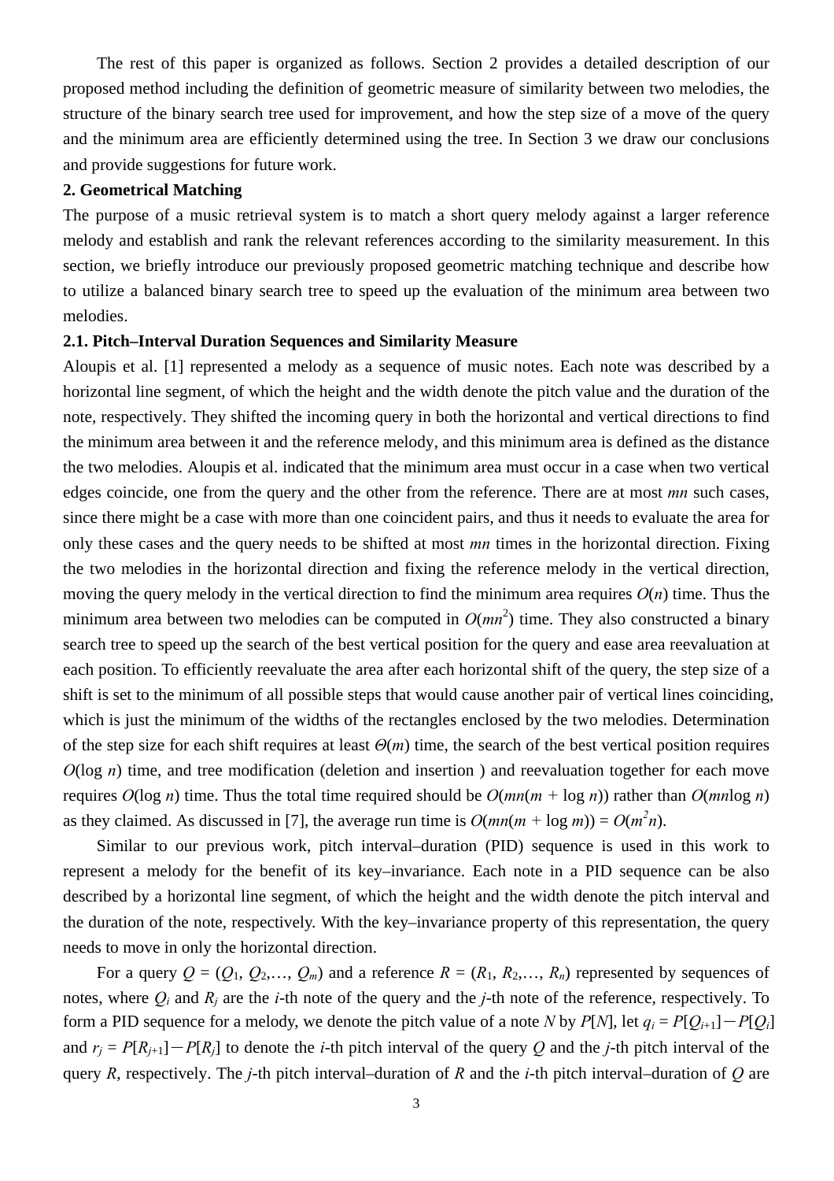The rest of this paper is organized as follows. Section 2 provides a detailed description of our proposed method including the definition of geometric measure of similarity between two melodies, the structure of the binary search tree used for improvement, and how the step size of a move of the query and the minimum area are efficiently determined using the tree. In Section 3 we draw our conclusions and provide suggestions for future work.

## 2. Geometrical Matching

The purpose of a music retrieval system is to match a short query melody against a larger reference melody and establish and rank the relevant references according to the similarity measurement. In this section, we briefly introduce our previously proposed geometric matching technique and describe how to utilize a balanced binary search tree to speed up the evaluation of the minimum area between two melodies.

### 2.1. Pitch–Interval Duration Sequences and Similarity Measure

Aloupis et al. [1] represented a melody as a sequence of music notes. Each note was described by a horizontal line segment, of which the height and the width denote the pitch value and the duration of the note, respectively. They shifted the incoming query in both the horizontal and vertical directions to find the minimum area between it and the reference melody, and this minimum area is defined as the distance the two melodies. Aloupis et al. indicated that the minimum area must occur in a case when two vertical edges coincide, one from the query and the other from the reference. There are at most $mn$ such cases, since there might be a case with more than one coincident pairs, and thus it needs to evaluate the area for only these cases and the query needs to be shifted at most $mn$ times in the horizontal direction. Fixing the two melodies in the horizontal direction and fixing the reference melody in the vertical direction, moving the query melody in the vertical direction to find the minimum area requires $O(n)$ time. Thus the minimum area between two melodies can be computed in $O(mn^2)$ time. They also constructed a binary search tree to speed up the search of the best vertical position for the query and ease area reevaluation at each position. To efficiently reevaluate the area after each horizontal shift of the query, the step size of a shift is set to the minimum of all possible steps that would cause another pair of vertical lines coinciding, which is just the minimum of the widths of the rectangles enclosed by the two melodies. Determination of the step size for each shift requires at least $\Theta(m)$ time, the search of the best vertical position requires $O(\log n)$ time, and tree modification (deletion and insertion ) and reevaluation together for each move requires $O(\log n)$ time. Thus the total time required should be $O(mn(m + \log n))$ rather than $O(mn\log n)$ as they claimed. As discussed in [7], the average run time is $O(mn(m + \log m)) = O(m^2n)$.

Similar to our previous work, pitch interval–duration (PID) sequence is used in this work to represent a melody for the benefit of its key–invariance. Each note in a PID sequence can be also described by a horizontal line segment, of which the height and the width denote the pitch interval and the duration of the note, respectively. With the key–invariance property of this representation, the query needs to move in only the horizontal direction.

For a query $Q = (Q_1, Q_2,\ldots, Q_m)$ and a reference $R = (R_1, R_2,\ldots, R_n)$ represented by sequences of notes, where $Q_i$ and $R_j$ are the $i$-th note of the query and the $j$-th note of the reference, respectively. To form a PID sequence for a melody, we denote the pitch value of a note $N$ by $P[N]$, let $q_i = P[Q_{i+1}] - P[Q_i]$ and $r_j = P[R_{j+1}] - P[R_j]$ to denote the $i$-th pitch interval of the query $Q$ and the $j$-th pitch interval of the query $R$, respectively. The $j$-th pitch interval–duration of $R$ and the $i$-th pitch interval–duration of $Q$ are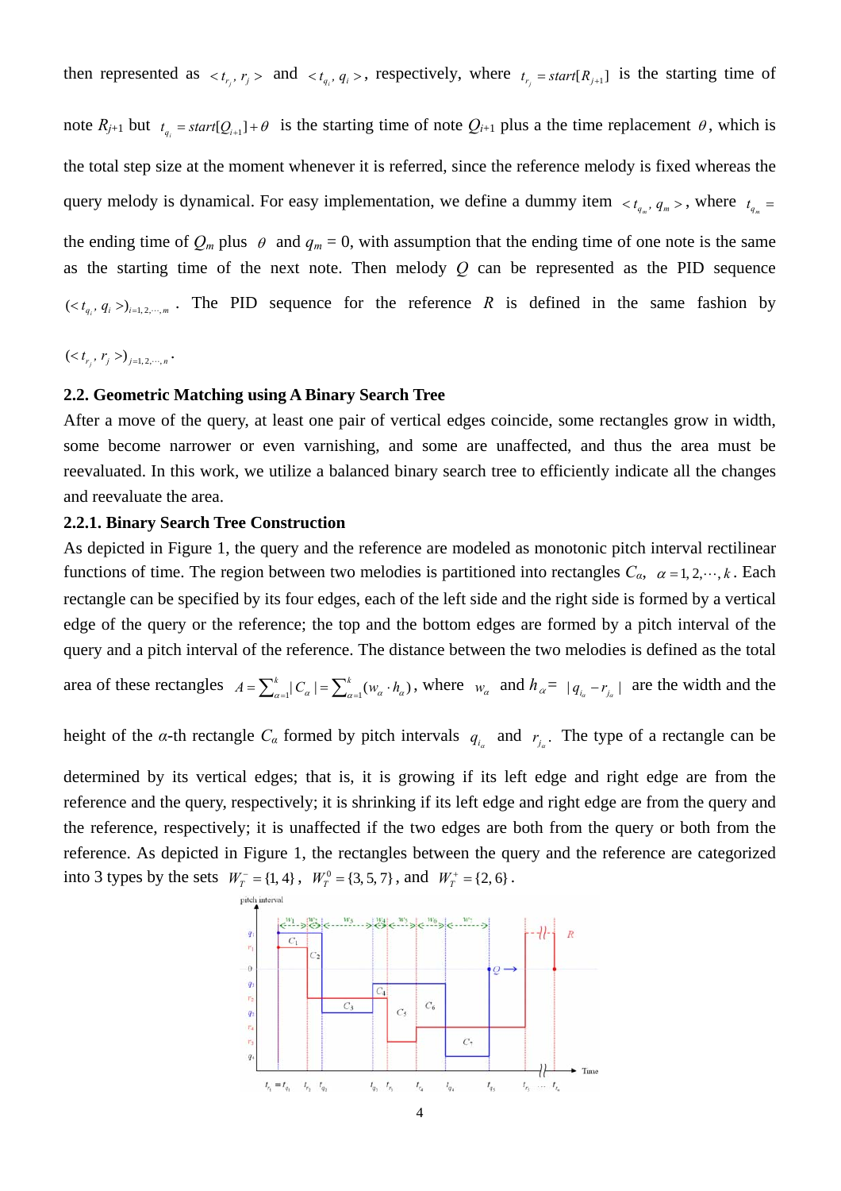then represented as $< t_{r_j}, r_j >$ and $< t_{q_i}, q_i >$, respectively, where $t_{r_j} = start[R_{j+1}]$ is the starting time of note $R_{j+1}$ but $t_{q_i} = start[Q_{i+1}] + \theta$ is the starting time of note $Q_{i+1}$ plus a the time replacement $\theta$, which is the total step size at the moment whenever it is referred, since the reference melody is fixed whereas the query melody is dynamical. For easy implementation, we define a dummy item $< t_{q_m}, q_m >$, where $t_{q_m}$ = the ending time of $Q_m$ plus $\theta$ and $q_m = 0$, with assumption that the ending time of one note is the same as the starting time of the next note. Then melody $Q$ can be represented as the PID sequence $(< t_{q_i}, q_i >)_{i=1,2,\cdots,m}$. The PID sequence for the reference $R$ is defined in the same fashion by $(< t_{r_j}, r_j >)_{j=1,2,\cdots,n}$.

### 2.2. Geometric Matching using A Binary Search Tree

After a move of the query, at least one pair of vertical edges coincide, some rectangles grow in width, some become narrower or even varnishing, and some are unaffected, and thus the area must be reevaluated. In this work, we utilize a balanced binary search tree to efficiently indicate all the changes and reevaluate the area.

#### 2.2.1. Binary Search Tree Construction

As depicted in Figure 1, the query and the reference are modeled as monotonic pitch interval rectilinear functions of time. The region between two melodies is partitioned into rectangles $C_\alpha$, $\alpha = 1, 2, \cdots, k$. Each rectangle can be specified by its four edges, each of the left side and the right side is formed by a vertical edge of the query or the reference; the top and the bottom edges are formed by a pitch interval of the query and a pitch interval of the reference. The distance between the two melodies is defined as the total area of these rectangles $A = \sum_{\alpha=1}^{k} |C_\alpha| = \sum_{\alpha=1}^{k} (w_\alpha \cdot h_\alpha)$, where $w_\alpha$ and $h_\alpha = |q_{i_\alpha} - r_{j_\alpha}|$ are the width and the height of the $\alpha$-th rectangle $C_\alpha$ formed by pitch intervals $q_{i_\alpha}$ and $r_{j_\alpha}$. The type of a rectangle can be determined by its vertical edges; that is, it is growing if its left edge and right edge are from the reference and the query, respectively; it is shrinking if its left edge and right edge are from the query and the reference, respectively; it is unaffected if the two edges are both from the query or both from the reference. As depicted in Figure 1, the rectangles between the query and the reference are categorized into 3 types by the sets $W_T^- = \{1, 4\}$, $W_T^0 = \{3, 5, 7\}$, and $W_T^+ = \{2, 6\}$.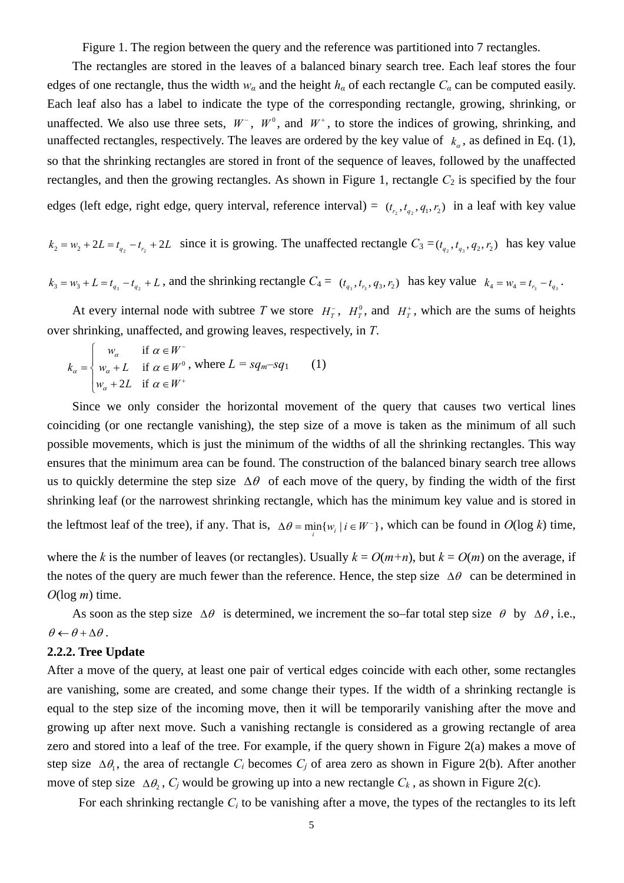Figure 1. The region between the query and the reference was partitioned into 7 rectangles.

The rectangles are stored in the leaves of a balanced binary search tree. Each leaf stores the four edges of one rectangle, thus the width $w_\alpha$ and the height $h_\alpha$ of each rectangle $C_\alpha$ can be computed easily. Each leaf also has a label to indicate the type of the corresponding rectangle, growing, shrinking, or unaffected. We also use three sets, $W^-$, $W^0$, and $W^+$, to store the indices of growing, shrinking, and unaffected rectangles, respectively. The leaves are ordered by the key value of $k_\alpha$, as defined in Eq. (1), so that the shrinking rectangles are stored in front of the sequence of leaves, followed by the unaffected rectangles, and then the growing rectangles. As shown in Figure 1, rectangle $C_2$ is specified by the four edges (left edge, right edge, query interval, reference interval) = $(t_{r_2}, t_{q_2}, q_1, r_2)$ in a leaf with key value $k_2 = w_2 + 2L = t_{q_2} - t_{r_2} + 2L$ since it is growing. The unaffected rectangle $C_3 = (t_{q_2}, t_{q_3}, q_2, r_2)$ has key value $k_3 = w_3 + L = t_{q_3} - t_{q_2} + L$, and the shrinking rectangle $C_4 = (t_{q_3}, t_{r_3}, q_3, r_2)$ has key value $k_4 = w_4 = t_{r_3} - t_{q_3}$.

At every internal node with subtree $T$ we store $H_T^-$, $H_T^0$, and $H_T^+$, which are the sums of heights over shrinking, unaffected, and growing leaves, respectively, in $T$.

$$k_\alpha = \begin{cases} w_\alpha & \text{if } \alpha \in W^- \\ w_\alpha + L & \text{if } \alpha \in W^0 \\ w_\alpha + 2L & \text{if } \alpha \in W^+ \end{cases}, \text{ where } L = sq_m - sq_1 \qquad (1)$$

Since we only consider the horizontal movement of the query that causes two vertical lines coinciding (or one rectangle vanishing), the step size of a move is taken as the minimum of all such possible movements, which is just the minimum of the widths of all the shrinking rectangles. This way ensures that the minimum area can be found. The construction of the balanced binary search tree allows us to quickly determine the step size $\Delta\theta$ of each move of the query, by finding the width of the first shrinking leaf (or the narrowest shrinking rectangle, which has the minimum key value and is stored in the leftmost leaf of the tree), if any. That is, $\Delta\theta = \min_i \{w_i \mid i \in W^-\}$, which can be found in $O(\log k)$ time, where the $k$ is the number of leaves (or rectangles). Usually $k = O(m+n)$, but $k = O(m)$ on the average, if the notes of the query are much fewer than the reference. Hence, the step size $\Delta\theta$ can be determined in $O(\log m)$ time.

As soon as the step size $\Delta\theta$ is determined, we increment the so–far total step size $\theta$ by $\Delta\theta$, i.e., $\theta \leftarrow \theta + \Delta\theta$.

**2.2.2. Tree Update**

After a move of the query, at least one pair of vertical edges coincide with each other, some rectangles are vanishing, some are created, and some change their types. If the width of a shrinking rectangle is equal to the step size of the incoming move, then it will be temporarily vanishing after the move and growing up after next move. Such a vanishing rectangle is considered as a growing rectangle of area zero and stored into a leaf of the tree. For example, if the query shown in Figure 2(a) makes a move of step size $\Delta\theta_1$, the area of rectangle $C_i$ becomes $C_j$ of area zero as shown in Figure 2(b). After another move of step size $\Delta\theta_2$, $C_j$ would be growing up into a new rectangle $C_k$, as shown in Figure 2(c).

For each shrinking rectangle $C_i$ to be vanishing after a move, the types of the rectangles to its left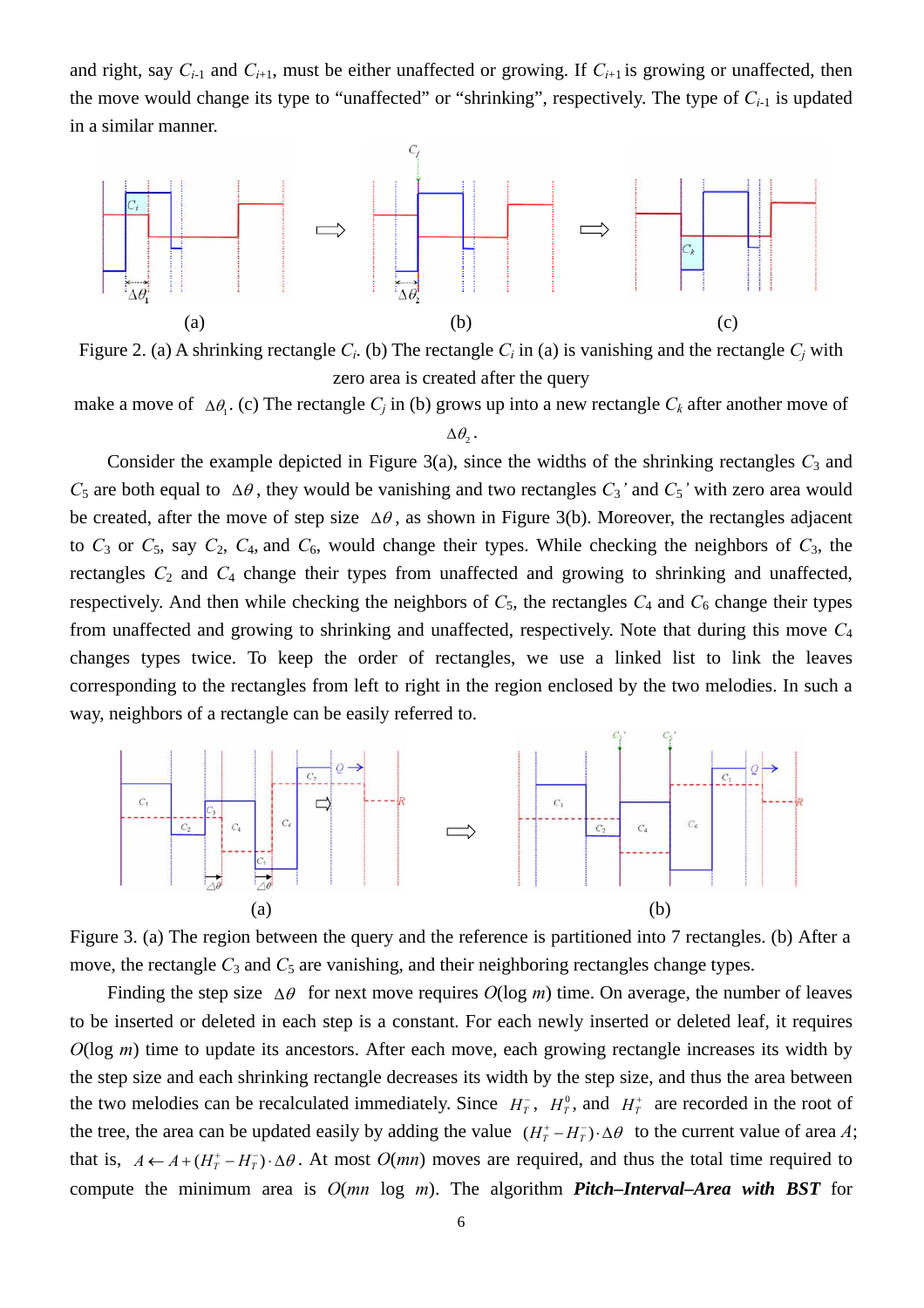and right, say $C_{i-1}$ and $C_{i+1}$, must be either unaffected or growing. If $C_{i+1}$ is growing or unaffected, then the move would change its type to "unaffected" or "shrinking", respectively. The type of $C_{i-1}$ is updated in a similar manner.

(a) (b) (c)

Figure 2. (a) A shrinking rectangle $C_i$. (b) The rectangle $C_i$ in (a) is vanishing and the rectangle $C_j$ with zero area is created after the query make a move of $\Delta\theta_1$. (c) The rectangle $C_j$ in (b) grows up into a new rectangle $C_k$ after another move of $\Delta\theta_2$.

Consider the example depicted in Figure 3(a), since the widths of the shrinking rectangles $C_3$ and $C_5$ are both equal to $\Delta\theta$, they would be vanishing and two rectangles $C_3'$ and $C_5'$ with zero area would be created, after the move of step size $\Delta\theta$, as shown in Figure 3(b). Moreover, the rectangles adjacent to $C_3$ or $C_5$, say $C_2$, $C_4$, and $C_6$, would change their types. While checking the neighbors of $C_3$, the rectangles $C_2$ and $C_4$ change their types from unaffected and growing to shrinking and unaffected, respectively. And then while checking the neighbors of $C_5$, the rectangles $C_4$ and $C_6$ change their types from unaffected and growing to shrinking and unaffected, respectively. Note that during this move $C_4$ changes types twice. To keep the order of rectangles, we use a linked list to link the leaves corresponding to the rectangles from left to right in the region enclosed by the two melodies. In such a way, neighbors of a rectangle can be easily referred to.

(a) (b)

Figure 3. (a) The region between the query and the reference is partitioned into 7 rectangles. (b) After a move, the rectangle $C_3$ and $C_5$ are vanishing, and their neighboring rectangles change types.

Finding the step size $\Delta\theta$ for next move requires $O(\log m)$ time. On average, the number of leaves to be inserted or deleted in each step is a constant. For each newly inserted or deleted leaf, it requires $O(\log m)$ time to update its ancestors. After each move, each growing rectangle increases its width by the step size and each shrinking rectangle decreases its width by the step size, and thus the area between the two melodies can be recalculated immediately. Since $H_T^-$, $H_T^0$, and $H_T^+$ are recorded in the root of the tree, the area can be updated easily by adding the value $(H_T^+ - H_T^-)\cdot\Delta\theta$ to the current value of area $A$; that is, $A \leftarrow A + (H_T^+ - H_T^-)\cdot\Delta\theta$. At most $O(mn)$ moves are required, and thus the total time required to compute the minimum area is $O(mn \log m)$. The algorithm ***Pitch–Interval–Area with BST*** for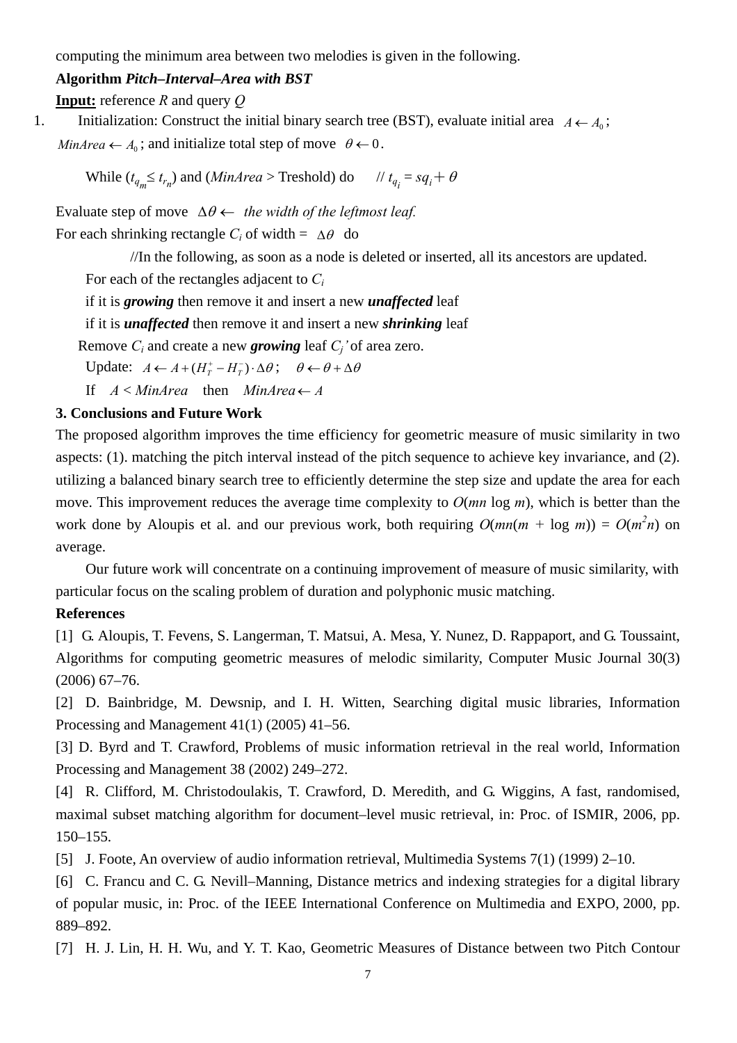computing the minimum area between two melodies is given in the following.

**Algorithm *Pitch–Interval–Area with BST***

**Input:** reference *R* and query *Q*

1. Initialization: Construct the initial binary search tree (BST), evaluate initial area $A \leftarrow A_0$; $MinArea \leftarrow A_0$; and initialize total step of move $\theta \leftarrow 0$.

While ($t_{q_m} \le t_{r_n}$) and (*MinArea* > Treshold) do // $t_{q_i} = sq_i + \theta$

Evaluate step of move $\Delta\theta \leftarrow$ *the width of the leftmost leaf.*

For each shrinking rectangle $C_i$ of width = $\Delta\theta$ do

//In the following, as soon as a node is deleted or inserted, all its ancestors are updated.

For each of the rectangles adjacent to $C_i$

if it is ***growing*** then remove it and insert a new ***unaffected*** leaf

if it is ***unaffected*** then remove it and insert a new ***shrinking*** leaf

Remove $C_i$ and create a new ***growing*** leaf $C_j'$ of area zero.

Update: $A \leftarrow A + (H_T^+ - H_T^-) \cdot \Delta\theta$; $\theta \leftarrow \theta + \Delta\theta$

If $A < MinArea$ then $MinArea \leftarrow A$

## 3. Conclusions and Future Work

The proposed algorithm improves the time efficiency for geometric measure of music similarity in two aspects: (1). matching the pitch interval instead of the pitch sequence to achieve key invariance, and (2). utilizing a balanced binary search tree to efficiently determine the step size and update the area for each move. This improvement reduces the average time complexity to $O(mn \log m)$, which is better than the work done by Aloupis et al. and our previous work, both requiring $O(mn(m + \log m)) = O(m^2 n)$ on average.

Our future work will concentrate on a continuing improvement of measure of music similarity, with particular focus on the scaling problem of duration and polyphonic music matching.

## References

[1] G. Aloupis, T. Fevens, S. Langerman, T. Matsui, A. Mesa, Y. Nunez, D. Rappaport, and G. Toussaint, Algorithms for computing geometric measures of melodic similarity, Computer Music Journal 30(3) (2006) 67–76.

[2] D. Bainbridge, M. Dewsnip, and I. H. Witten, Searching digital music libraries, Information Processing and Management 41(1) (2005) 41–56.

[3] D. Byrd and T. Crawford, Problems of music information retrieval in the real world, Information Processing and Management 38 (2002) 249–272.

[4] R. Clifford, M. Christodoulakis, T. Crawford, D. Meredith, and G. Wiggins, A fast, randomised, maximal subset matching algorithm for document–level music retrieval, in: Proc. of ISMIR, 2006, pp. 150–155.

[5] J. Foote, An overview of audio information retrieval, Multimedia Systems 7(1) (1999) 2–10.

[6] C. Francu and C. G. Nevill–Manning, Distance metrics and indexing strategies for a digital library of popular music, in: Proc. of the IEEE International Conference on Multimedia and EXPO, 2000, pp. 889–892.

[7] H. J. Lin, H. H. Wu, and Y. T. Kao, Geometric Measures of Distance between two Pitch Contour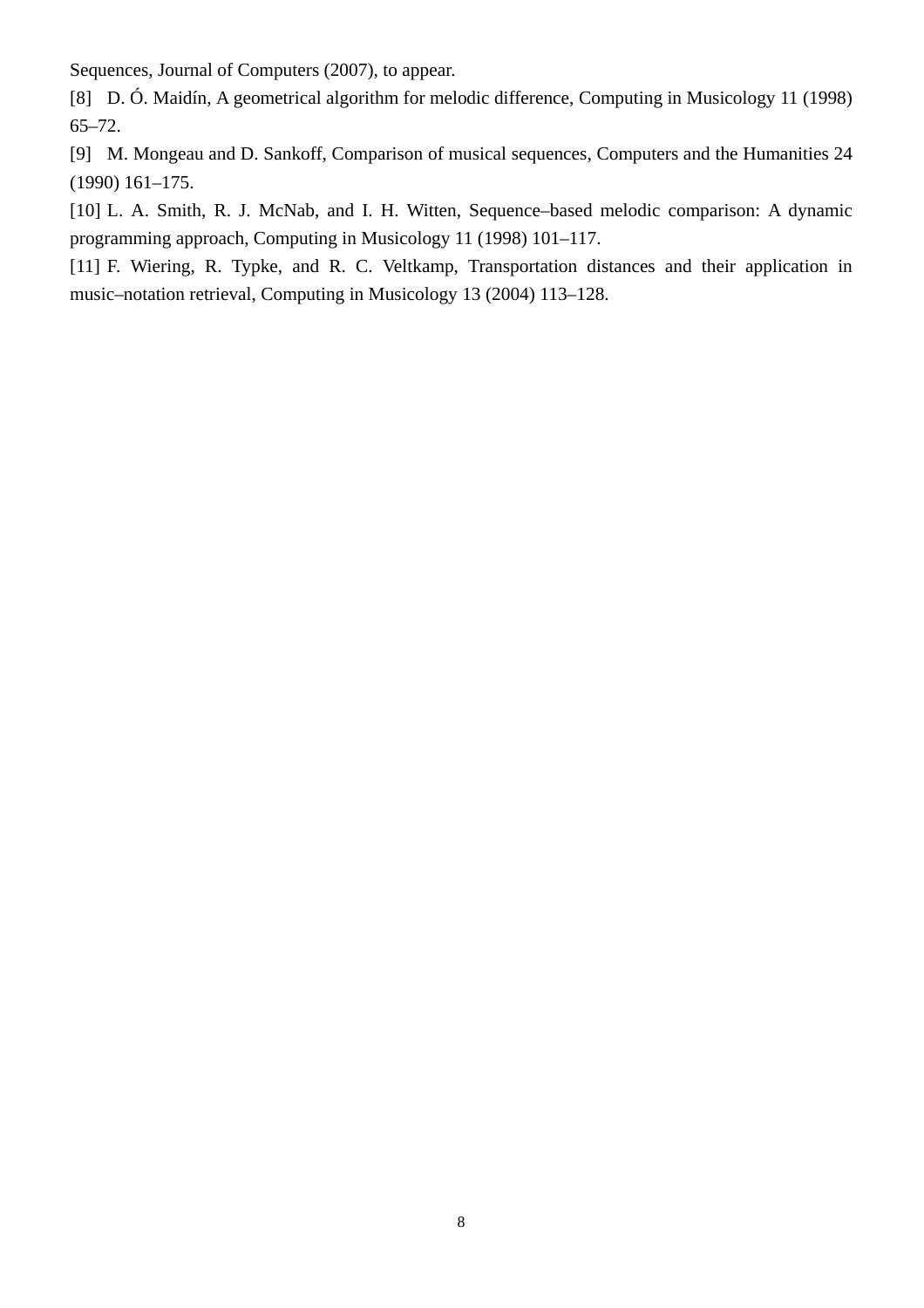Sequences, Journal of Computers (2007), to appear.

[8] D. Ó. Maidín, A geometrical algorithm for melodic difference, Computing in Musicology 11 (1998) 65–72.

[9] M. Mongeau and D. Sankoff, Comparison of musical sequences, Computers and the Humanities 24 (1990) 161–175.

[10] L. A. Smith, R. J. McNab, and I. H. Witten, Sequence–based melodic comparison: A dynamic programming approach, Computing in Musicology 11 (1998) 101–117.

[11] F. Wiering, R. Typke, and R. C. Veltkamp, Transportation distances and their application in music–notation retrieval, Computing in Musicology 13 (2004) 113–128.